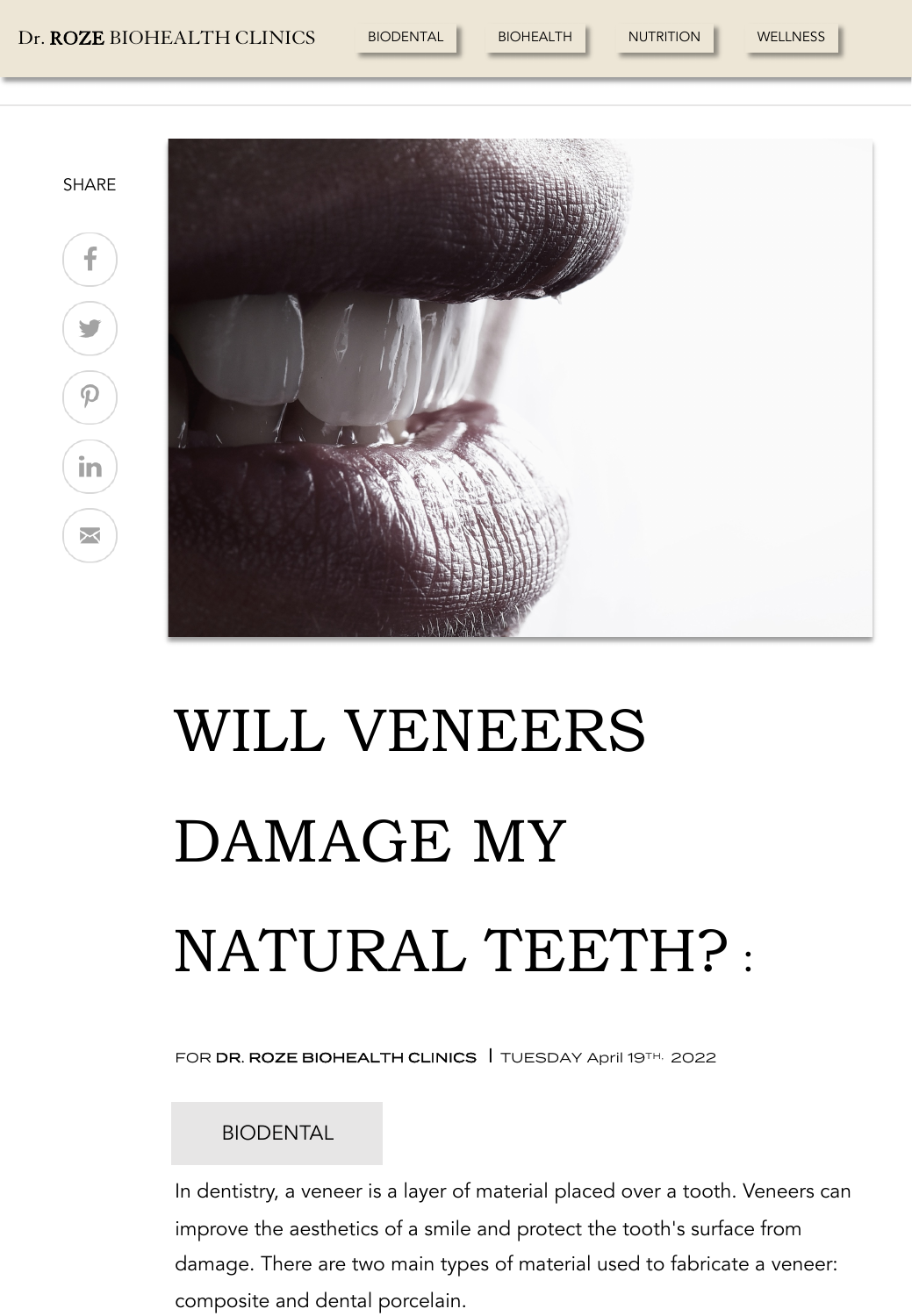Dr. ROZE BIOHEALTH CLINICS

BIODENTAL | BIOHEALTH | NUTRITION | WELLNESS

SHARE

# WILL VENEERS DAMAGE MY NATURAL TEETH? :

FOR **DR. ROZE BIOHEALTH CLINICS** | TUESDAY April 19TH. 2022

BIODENTAL

In dentistry, a veneer is a layer of material placed over a tooth. Veneers can improve the aesthetics of a smile and protect the tooth's surface from damage. There are two main types of material used to fabricate a veneer: composite and dental porcelain.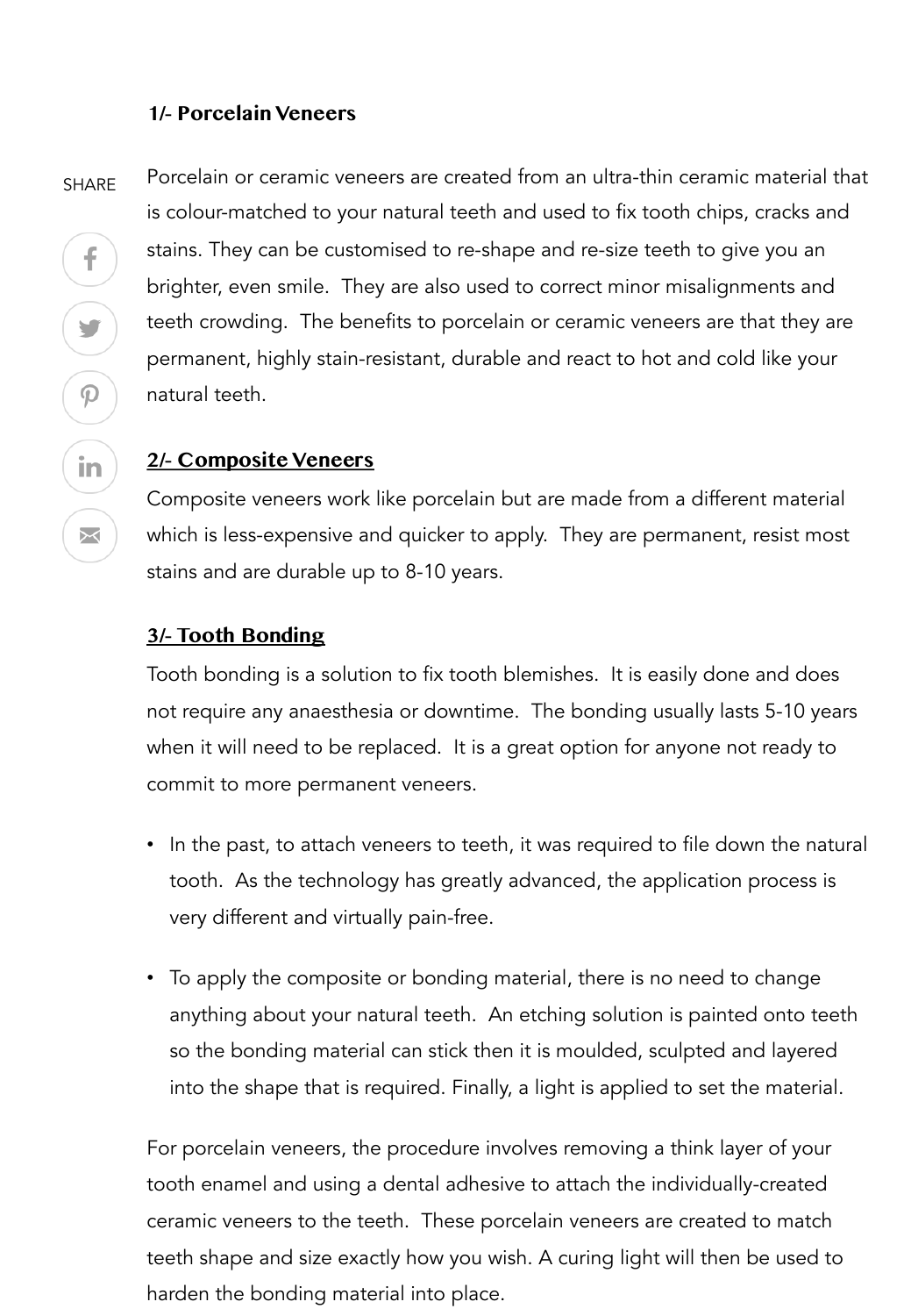### 1/- Porcelain Veneers

Porcelain or ceramic veneers are created from an ultra-thin ceramic material that is colour-matched to your natural teeth and used to fix tooth chips, cracks and stains. They can be customised to re-shape and re-size teeth to give you an brighter, even smile. They are also used to correct minor misalignments and teeth crowding. The benefits to porcelain or ceramic veneers are that they are permanent, highly stain-resistant, durable and react to hot and cold like your natural teeth.

### 2/- Composite Veneers

Composite veneers work like porcelain but are made from a different material which is less-expensive and quicker to apply. They are permanent, resist most stains and are durable up to 8-10 years.

### 3/- Tooth Bonding

Tooth bonding is a solution to fix tooth blemishes. It is easily done and does not require any anaesthesia or downtime. The bonding usually lasts 5-10 years when it will need to be replaced. It is a great option for anyone not ready to commit to more permanent veneers.

- In the past, to attach veneers to teeth, it was required to file down the natural tooth. As the technology has greatly advanced, the application process is very different and virtually pain-free.
- To apply the composite or bonding material, there is no need to change anything about your natural teeth. An etching solution is painted onto teeth so the bonding material can stick then it is moulded, sculpted and layered into the shape that is required. Finally, a light is applied to set the material.

For porcelain veneers, the procedure involves removing a think layer of your tooth enamel and using a dental adhesive to attach the individually-created ceramic veneers to the teeth. These porcelain veneers are created to match teeth shape and size exactly how you wish. A curing light will then be used to harden the bonding material into place.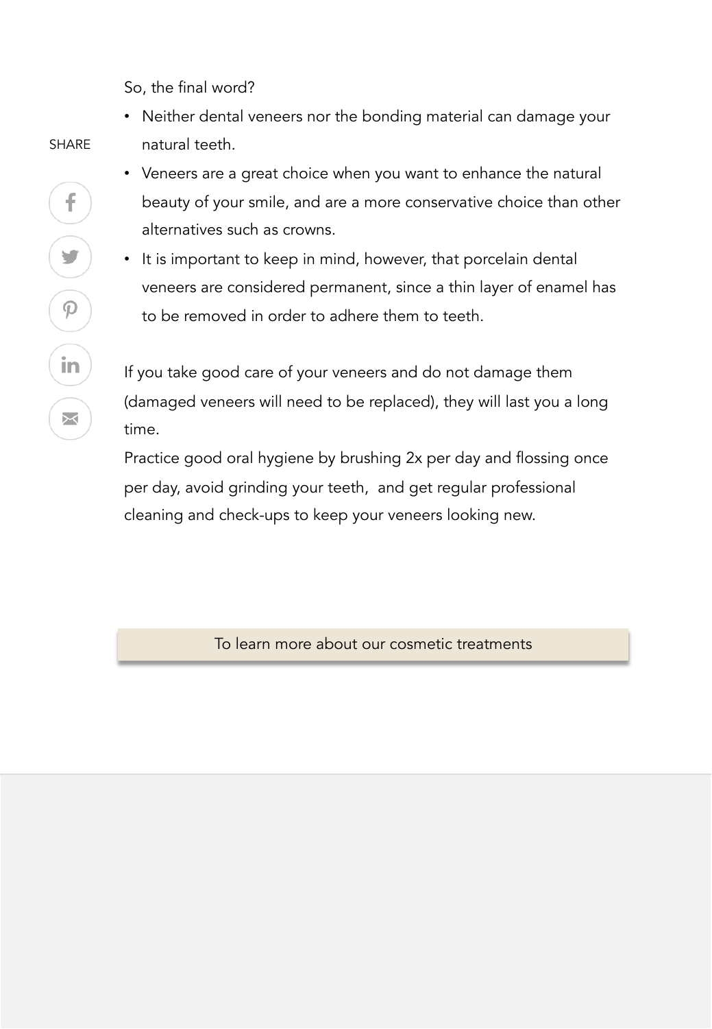So, the final word?

- Neither dental veneers nor the bonding material can damage your natural teeth.
- Veneers are a great choice when you want to enhance the natural beauty of your smile, and are a more conservative choice than other alternatives such as crowns.
- It is important to keep in mind, however, that porcelain dental veneers are considered permanent, since a thin layer of enamel has to be removed in order to adhere them to teeth.

If you take good care of your veneers and do not damage them (damaged veneers will need to be replaced), they will last you a long time.

Practice good oral hygiene by brushing 2x per day and flossing once per day, avoid grinding your teeth, and get regular professional cleaning and check-ups to keep your veneers looking new.

To learn more about our cosmetic treatments